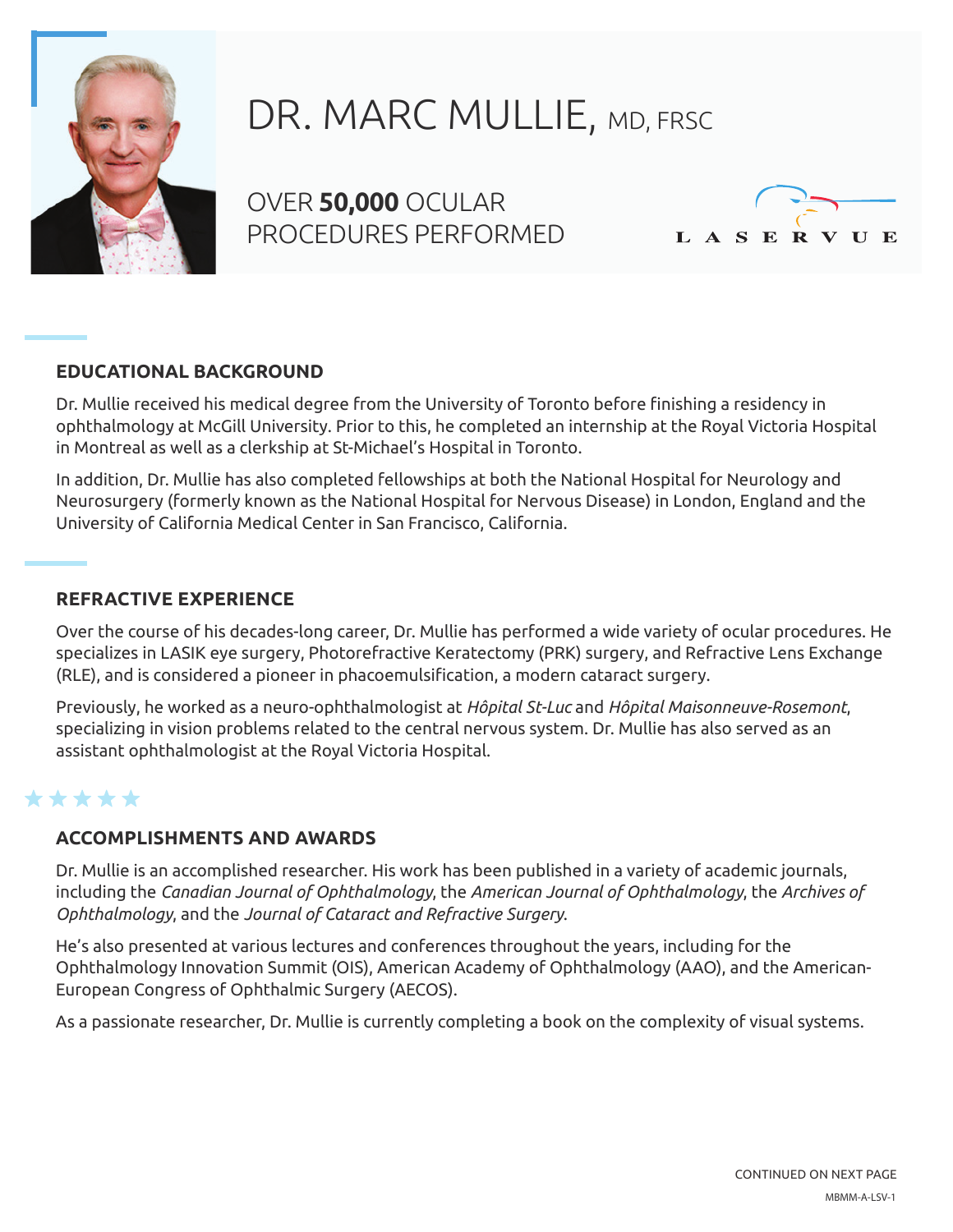# DR. MARC MULLIE, MD, FRSC

OVER **50,000** OCULAR PROCEDURES PERFORMED

LASERVUE

## EDUCATIONAL BACKGROUND

Dr. Mullie received his medical degree from the University of Toronto before finishing a residency in ophthalmology at McGill University. Prior to this, he completed an internship at the Royal Victoria Hospital in Montreal as well as a clerkship at St-Michael's Hospital in Toronto.

In addition, Dr. Mullie has also completed fellowships at both the National Hospital for Neurology and Neurosurgery (formerly known as the National Hospital for Nervous Disease) in London, England and the University of California Medical Center in San Francisco, California.

## REFRACTIVE EXPERIENCE

Over the course of his decades-long career, Dr. Mullie has performed a wide variety of ocular procedures. He specializes in LASIK eye surgery, Photorefractive Keratectomy (PRK) surgery, and Refractive Lens Exchange (RLE), and is considered a pioneer in phacoemulsification, a modern cataract surgery.

Previously, he worked as a neuro-ophthalmologist at *Hôpital St-Luc* and *Hôpital Maisonneuve-Rosemont*, specializing in vision problems related to the central nervous system. Dr. Mullie has also served as an assistant ophthalmologist at the Royal Victoria Hospital.

## ACCOMPLISHMENTS AND AWARDS

Dr. Mullie is an accomplished researcher. His work has been published in a variety of academic journals, including the *Canadian Journal of Ophthalmology*, the *American Journal of Ophthalmology*, the *Archives of Ophthalmology*, and the *Journal of Cataract and Refractive Surgery*.

He's also presented at various lectures and conferences throughout the years, including for the Ophthalmology Innovation Summit (OIS), American Academy of Ophthalmology (AAO), and the American-European Congress of Ophthalmic Surgery (AECOS).

As a passionate researcher, Dr. Mullie is currently completing a book on the complexity of visual systems.

CONTINUED ON NEXT PAGE

MBMM-A-LSV-1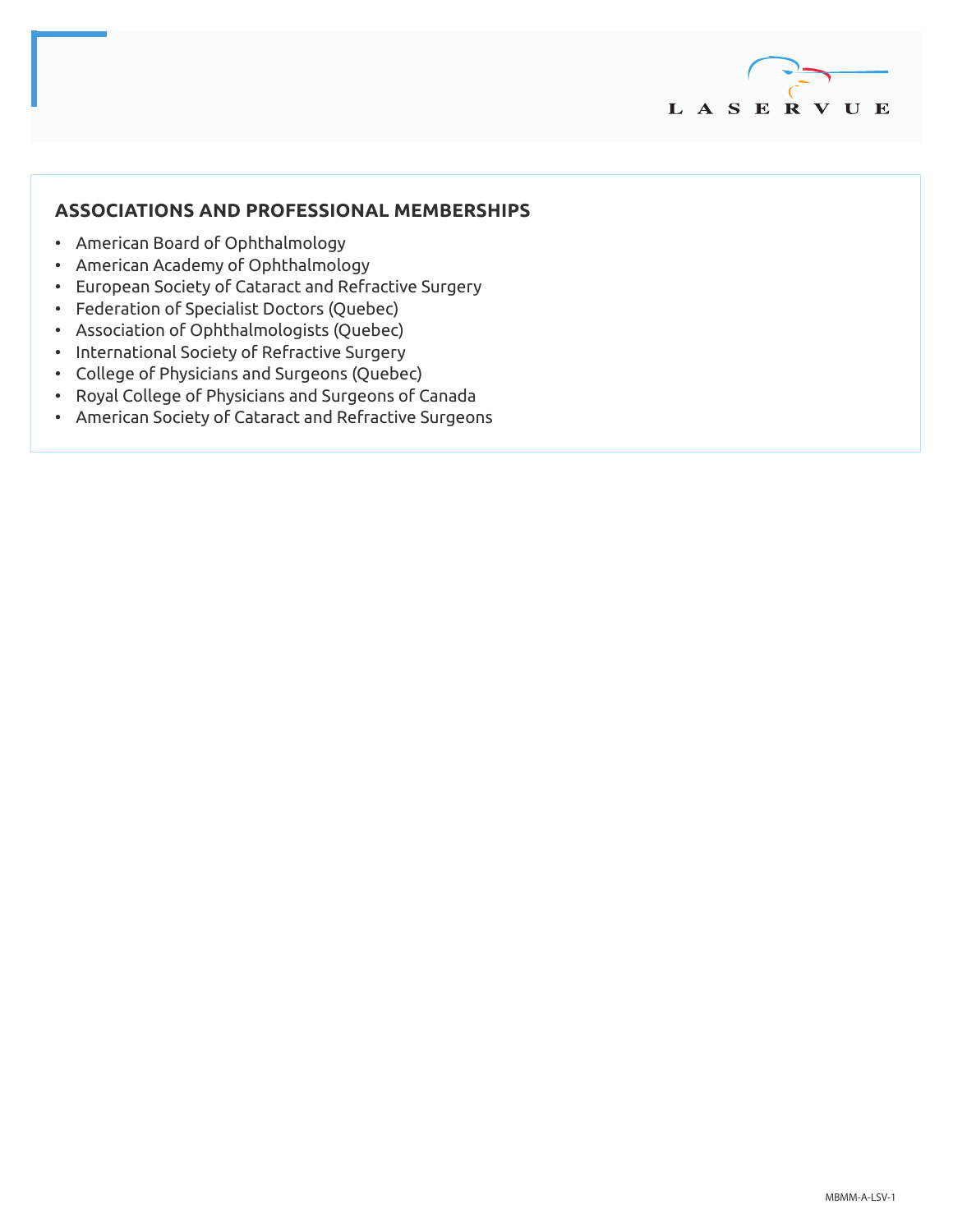## ASSOCIATIONS AND PROFESSIONAL MEMBERSHIPS

- American Board of Ophthalmology
- American Academy of Ophthalmology
- European Society of Cataract and Refractive Surgery
- Federation of Specialist Doctors (Quebec)
- Association of Ophthalmologists (Quebec)
- International Society of Refractive Surgery
- College of Physicians and Surgeons (Quebec)
- Royal College of Physicians and Surgeons of Canada
- American Society of Cataract and Refractive Surgeons

MBMM-A-LSV-1